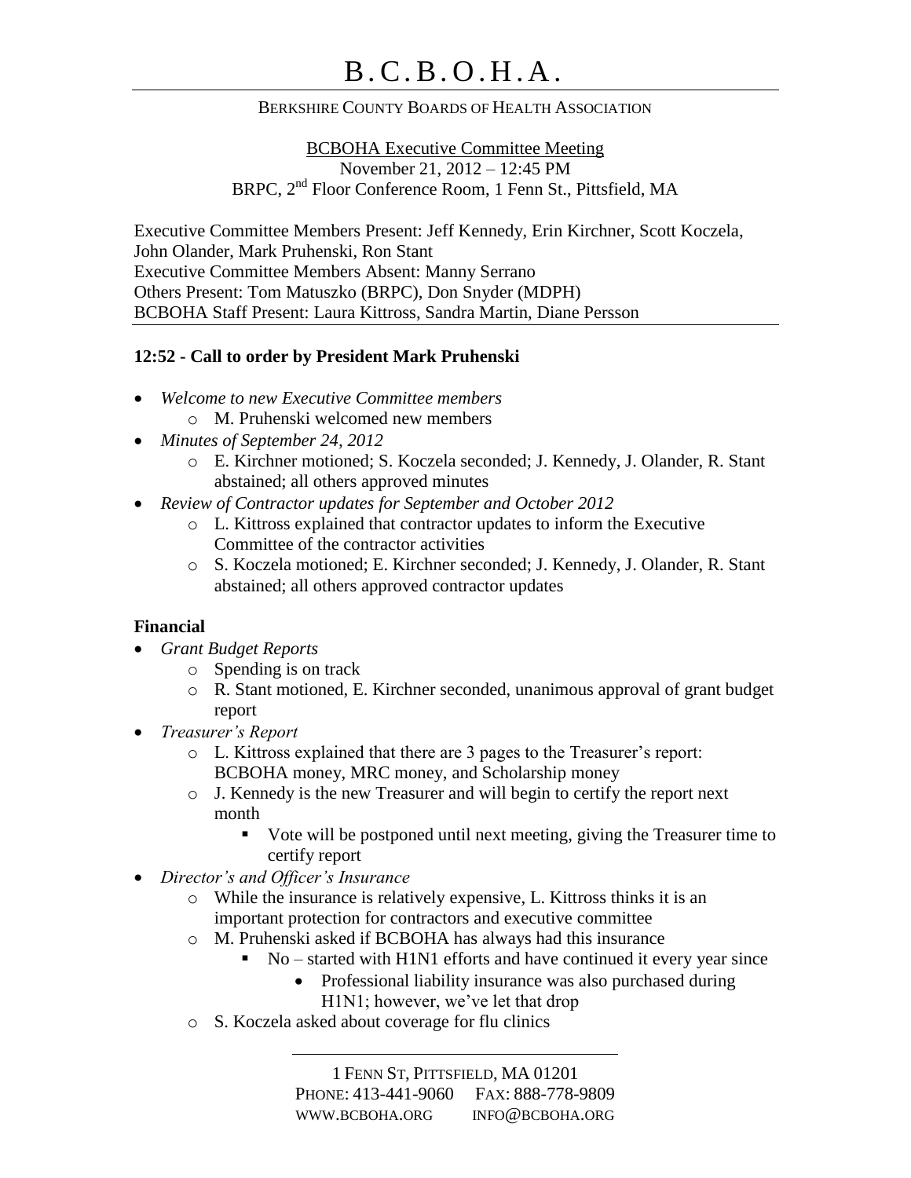# B.C.B.O.H.A.

BERKSHIRE COUNTY BOARDS OF HEALTH ASSOCIATION

BCBOHA Executive Committee Meeting
November 21, 2012 – 12:45 PM
BRPC, 2nd Floor Conference Room, 1 Fenn St., Pittsfield, MA

Executive Committee Members Present: Jeff Kennedy, Erin Kirchner, Scott Koczela, John Olander, Mark Pruhenski, Ron Stant
Executive Committee Members Absent: Manny Serrano
Others Present: Tom Matuszko (BRPC), Don Snyder (MDPH)
BCBOHA Staff Present: Laura Kittross, Sandra Martin, Diane Persson

**12:52 - Call to order by President Mark Pruhenski**

- *Welcome to new Executive Committee members*
  - M. Pruhenski welcomed new members
- *Minutes of September 24, 2012*
  - E. Kirchner motioned; S. Koczela seconded; J. Kennedy, J. Olander, R. Stant abstained; all others approved minutes
- *Review of Contractor updates for September and October 2012*
  - L. Kittross explained that contractor updates to inform the Executive Committee of the contractor activities
  - S. Koczela motioned; E. Kirchner seconded; J. Kennedy, J. Olander, R. Stant abstained; all others approved contractor updates

**Financial**

- *Grant Budget Reports*
  - Spending is on track
  - R. Stant motioned, E. Kirchner seconded, unanimous approval of grant budget report
- *Treasurer's Report*
  - L. Kittross explained that there are 3 pages to the Treasurer's report: BCBOHA money, MRC money, and Scholarship money
  - J. Kennedy is the new Treasurer and will begin to certify the report next month
    - Vote will be postponed until next meeting, giving the Treasurer time to certify report
- *Director's and Officer's Insurance*
  - While the insurance is relatively expensive, L. Kittross thinks it is an important protection for contractors and executive committee
  - M. Pruhenski asked if BCBOHA has always had this insurance
    - No – started with H1N1 efforts and have continued it every year since
      - Professional liability insurance was also purchased during H1N1; however, we've let that drop
  - S. Koczela asked about coverage for flu clinics

1 FENN ST, PITTSFIELD, MA 01201
PHONE: 413-441-9060 FAX: 888-778-9809
WWW.BCBOHA.ORG INFO@BCBOHA.ORG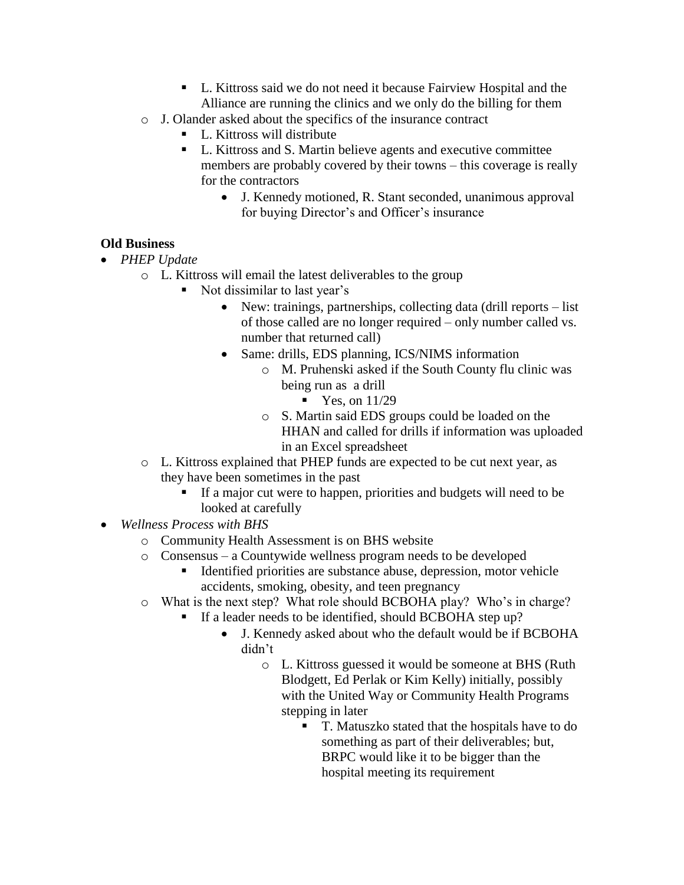- L. Kittross said we do not need it because Fairview Hospital and the Alliance are running the clinics and we only do the billing for them
    - J. Olander asked about the specifics of the insurance contract
        - L. Kittross will distribute
        - L. Kittross and S. Martin believe agents and executive committee members are probably covered by their towns – this coverage is really for the contractors
            - J. Kennedy motioned, R. Stant seconded, unanimous approval for buying Director's and Officer's insurance

**Old Business**

- *PHEP Update*
    - L. Kittross will email the latest deliverables to the group
        - Not dissimilar to last year's
            - New: trainings, partnerships, collecting data (drill reports – list of those called are no longer required – only number called vs. number that returned call)
            - Same: drills, EDS planning, ICS/NIMS information
                - M. Pruhenski asked if the South County flu clinic was being run as a drill
                    - Yes, on 11/29
                - S. Martin said EDS groups could be loaded on the HHAN and called for drills if information was uploaded in an Excel spreadsheet
    - L. Kittross explained that PHEP funds are expected to be cut next year, as they have been sometimes in the past
        - If a major cut were to happen, priorities and budgets will need to be looked at carefully
- *Wellness Process with BHS*
    - Community Health Assessment is on BHS website
    - Consensus – a Countywide wellness program needs to be developed
        - Identified priorities are substance abuse, depression, motor vehicle accidents, smoking, obesity, and teen pregnancy
    - What is the next step? What role should BCBOHA play? Who's in charge?
        - If a leader needs to be identified, should BCBOHA step up?
            - J. Kennedy asked about who the default would be if BCBOHA didn't
                - L. Kittross guessed it would be someone at BHS (Ruth Blodgett, Ed Perlak or Kim Kelly) initially, possibly with the United Way or Community Health Programs stepping in later
                    - T. Matuszko stated that the hospitals have to do something as part of their deliverables; but, BRPC would like it to be bigger than the hospital meeting its requirement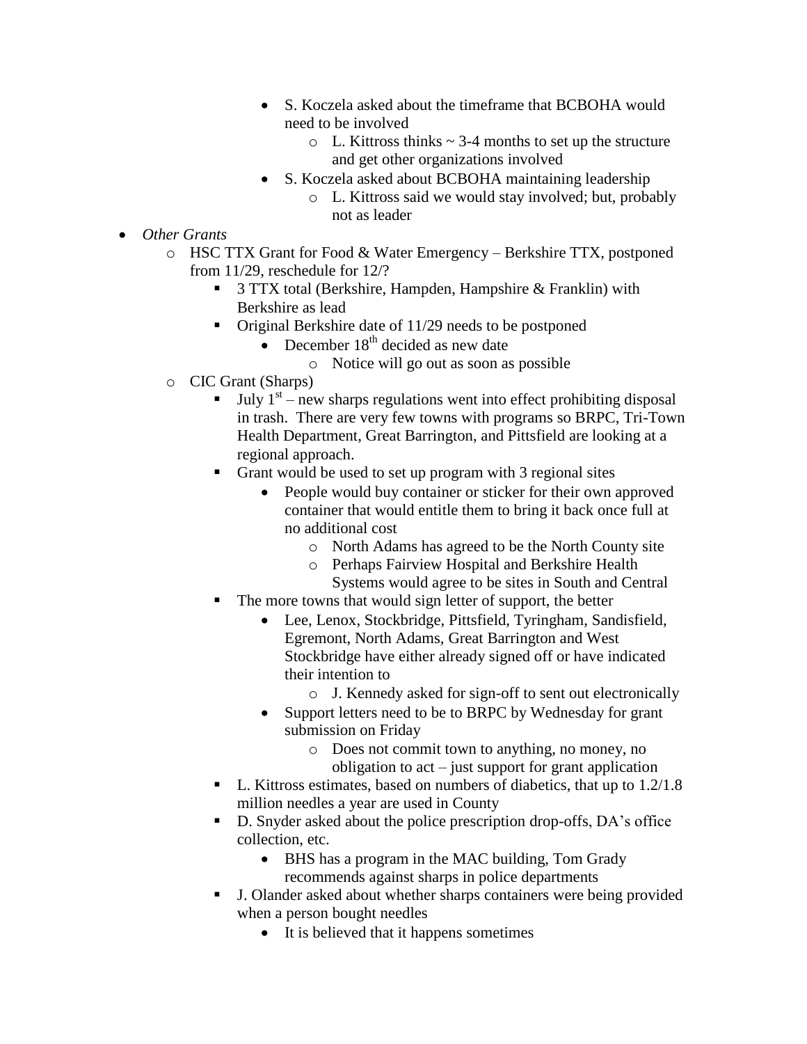- S. Koczela asked about the timeframe that BCBOHA would need to be involved
  - L. Kittross thinks ~ 3-4 months to set up the structure and get other organizations involved
- S. Koczela asked about BCBOHA maintaining leadership
  - L. Kittross said we would stay involved; but, probably not as leader

- *Other Grants*
  - HSC TTX Grant for Food & Water Emergency – Berkshire TTX, postponed from 11/29, reschedule for 12/?
    - 3 TTX total (Berkshire, Hampden, Hampshire & Franklin) with Berkshire as lead
    - Original Berkshire date of 11/29 needs to be postponed
      - December 18th decided as new date
        - Notice will go out as soon as possible
  - CIC Grant (Sharps)
    - July 1st – new sharps regulations went into effect prohibiting disposal in trash. There are very few towns with programs so BRPC, Tri-Town Health Department, Great Barrington, and Pittsfield are looking at a regional approach.
    - Grant would be used to set up program with 3 regional sites
      - People would buy container or sticker for their own approved container that would entitle them to bring it back once full at no additional cost
        - North Adams has agreed to be the North County site
        - Perhaps Fairview Hospital and Berkshire Health Systems would agree to be sites in South and Central
    - The more towns that would sign letter of support, the better
      - Lee, Lenox, Stockbridge, Pittsfield, Tyringham, Sandisfield, Egremont, North Adams, Great Barrington and West Stockbridge have either already signed off or have indicated their intention to
        - J. Kennedy asked for sign-off to sent out electronically
      - Support letters need to be to BRPC by Wednesday for grant submission on Friday
        - Does not commit town to anything, no money, no obligation to act – just support for grant application
    - L. Kittross estimates, based on numbers of diabetics, that up to 1.2/1.8 million needles a year are used in County
    - D. Snyder asked about the police prescription drop-offs, DA's office collection, etc.
      - BHS has a program in the MAC building, Tom Grady recommends against sharps in police departments
    - J. Olander asked about whether sharps containers were being provided when a person bought needles
      - It is believed that it happens sometimes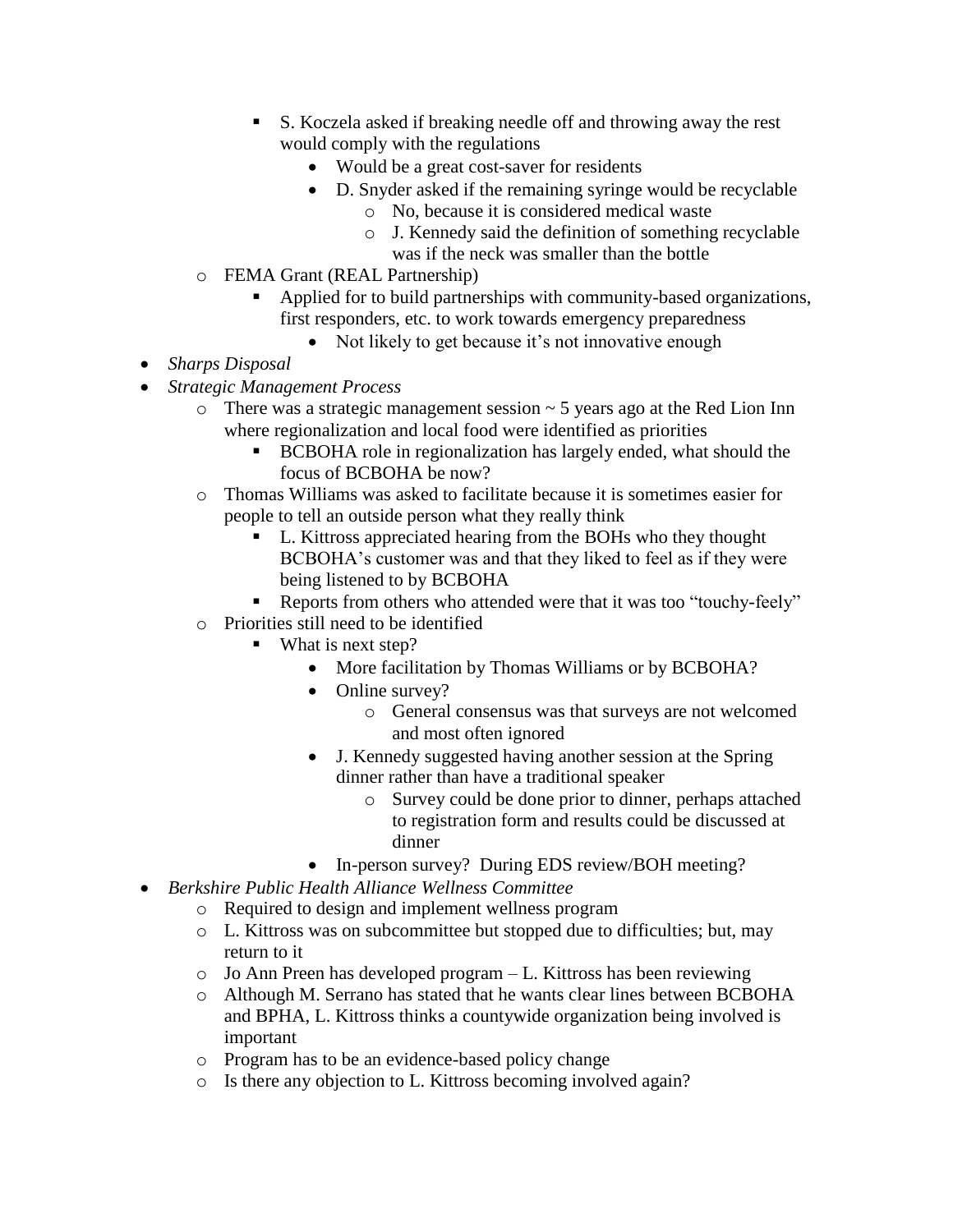- S. Koczela asked if breaking needle off and throwing away the rest would comply with the regulations
            - Would be a great cost-saver for residents
            - D. Snyder asked if the remaining syringe would be recyclable
                - No, because it is considered medical waste
                - J. Kennedy said the definition of something recyclable was if the neck was smaller than the bottle
    - FEMA Grant (REAL Partnership)
        - Applied for to build partnerships with community-based organizations, first responders, etc. to work towards emergency preparedness
            - Not likely to get because it's not innovative enough
- *Sharps Disposal*
- *Strategic Management Process*
    - There was a strategic management session ~ 5 years ago at the Red Lion Inn where regionalization and local food were identified as priorities
        - BCBOHA role in regionalization has largely ended, what should the focus of BCBOHA be now?
    - Thomas Williams was asked to facilitate because it is sometimes easier for people to tell an outside person what they really think
        - L. Kittross appreciated hearing from the BOHs who they thought BCBOHA's customer was and that they liked to feel as if they were being listened to by BCBOHA
        - Reports from others who attended were that it was too "touchy-feely"
    - Priorities still need to be identified
        - What is next step?
            - More facilitation by Thomas Williams or by BCBOHA?
            - Online survey?
                - General consensus was that surveys are not welcomed and most often ignored
            - J. Kennedy suggested having another session at the Spring dinner rather than have a traditional speaker
                - Survey could be done prior to dinner, perhaps attached to registration form and results could be discussed at dinner
            - In-person survey? During EDS review/BOH meeting?
- *Berkshire Public Health Alliance Wellness Committee*
    - Required to design and implement wellness program
    - L. Kittross was on subcommittee but stopped due to difficulties; but, may return to it
    - Jo Ann Preen has developed program – L. Kittross has been reviewing
    - Although M. Serrano has stated that he wants clear lines between BCBOHA and BPHA, L. Kittross thinks a countywide organization being involved is important
    - Program has to be an evidence-based policy change
    - Is there any objection to L. Kittross becoming involved again?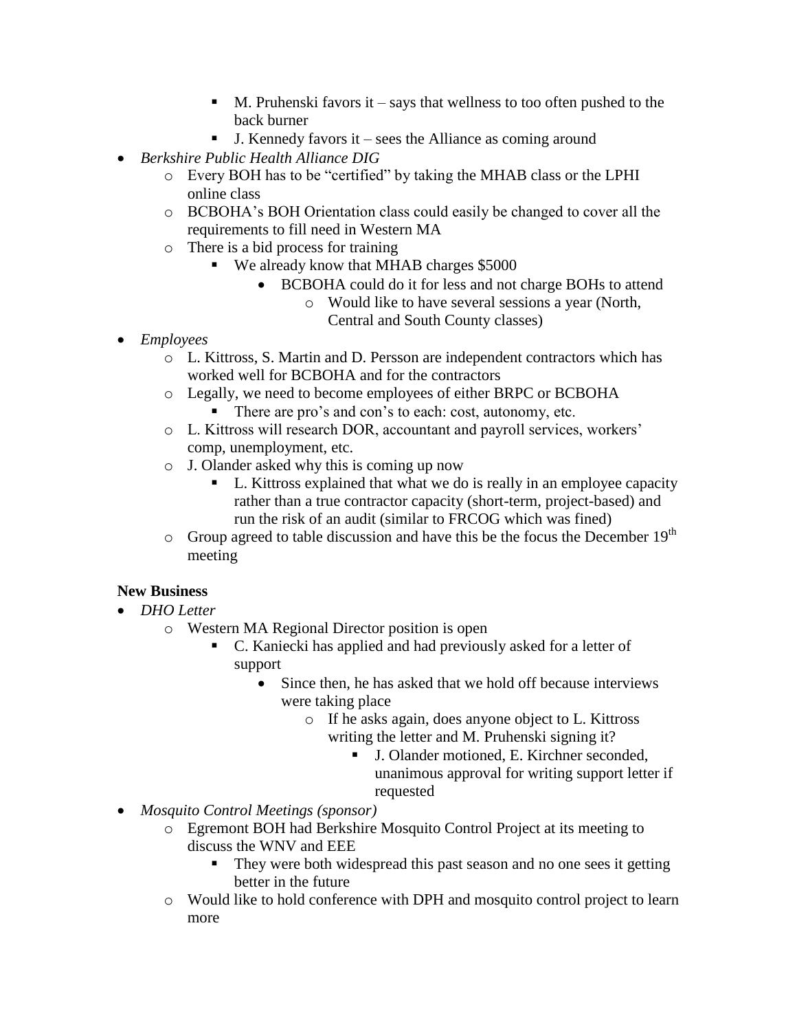- M. Pruhenski favors it – says that wellness to too often pushed to the back burner
        - J. Kennedy favors it – sees the Alliance as coming around
- *Berkshire Public Health Alliance DIG*
    - Every BOH has to be "certified" by taking the MHAB class or the LPHI online class
    - BCBOHA's BOH Orientation class could easily be changed to cover all the requirements to fill need in Western MA
    - There is a bid process for training
        - We already know that MHAB charges $5000
            - BCBOHA could do it for less and not charge BOHs to attend
                - Would like to have several sessions a year (North, Central and South County classes)
- *Employees*
    - L. Kittross, S. Martin and D. Persson are independent contractors which has worked well for BCBOHA and for the contractors
    - Legally, we need to become employees of either BRPC or BCBOHA
        - There are pro's and con's to each: cost, autonomy, etc.
    - L. Kittross will research DOR, accountant and payroll services, workers' comp, unemployment, etc.
    - J. Olander asked why this is coming up now
        - L. Kittross explained that what we do is really in an employee capacity rather than a true contractor capacity (short-term, project-based) and run the risk of an audit (similar to FRCOG which was fined)
    - Group agreed to table discussion and have this be the focus the December 19th meeting

**New Business**

- *DHO Letter*
    - Western MA Regional Director position is open
        - C. Kaniecki has applied and had previously asked for a letter of support
            - Since then, he has asked that we hold off because interviews were taking place
                - If he asks again, does anyone object to L. Kittross writing the letter and M. Pruhenski signing it?
                    - J. Olander motioned, E. Kirchner seconded, unanimous approval for writing support letter if requested
- *Mosquito Control Meetings (sponsor)*
    - Egremont BOH had Berkshire Mosquito Control Project at its meeting to discuss the WNV and EEE
        - They were both widespread this past season and no one sees it getting better in the future
    - Would like to hold conference with DPH and mosquito control project to learn more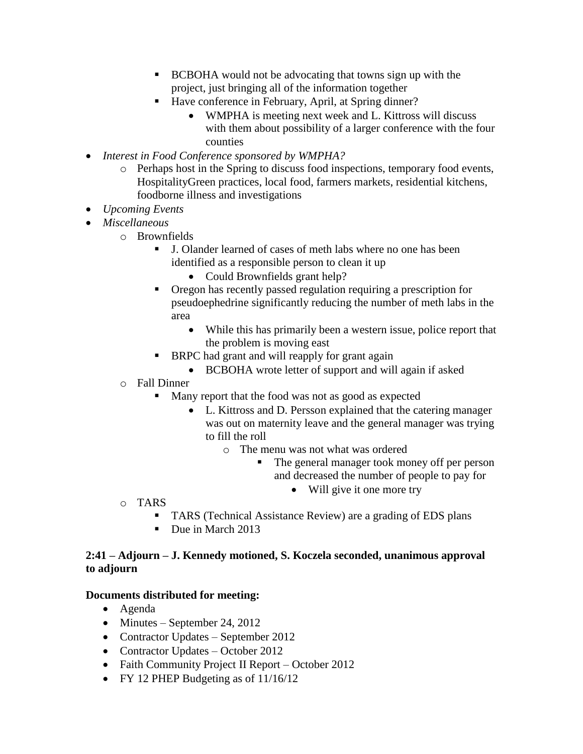- BCBOHA would not be advocating that towns sign up with the project, just bringing all of the information together
        - Have conference in February, April, at Spring dinner?
            - WMPHA is meeting next week and L. Kittross will discuss with them about possibility of a larger conference with the four counties

- *Interest in Food Conference sponsored by WMPHA?*
    - Perhaps host in the Spring to discuss food inspections, temporary food events, HospitalityGreen practices, local food, farmers markets, residential kitchens, foodborne illness and investigations
- *Upcoming Events*
- *Miscellaneous*
    - Brownfields
        - J. Olander learned of cases of meth labs where no one has been identified as a responsible person to clean it up
            - Could Brownfields grant help?
        - Oregon has recently passed regulation requiring a prescription for pseudoephedrine significantly reducing the number of meth labs in the area
            - While this has primarily been a western issue, police report that the problem is moving east
        - BRPC had grant and will reapply for grant again
            - BCBOHA wrote letter of support and will again if asked
    - Fall Dinner
        - Many report that the food was not as good as expected
            - L. Kittross and D. Persson explained that the catering manager was out on maternity leave and the general manager was trying to fill the roll
                - The menu was not what was ordered
                    - The general manager took money off per person and decreased the number of people to pay for
                        - Will give it one more try
    - TARS
        - TARS (Technical Assistance Review) are a grading of EDS plans
        - Due in March 2013

**2:41 – Adjourn – J. Kennedy motioned, S. Koczela seconded, unanimous approval to adjourn**

**Documents distributed for meeting:**

- Agenda
- Minutes – September 24, 2012
- Contractor Updates – September 2012
- Contractor Updates – October 2012
- Faith Community Project II Report – October 2012
- FY 12 PHEP Budgeting as of 11/16/12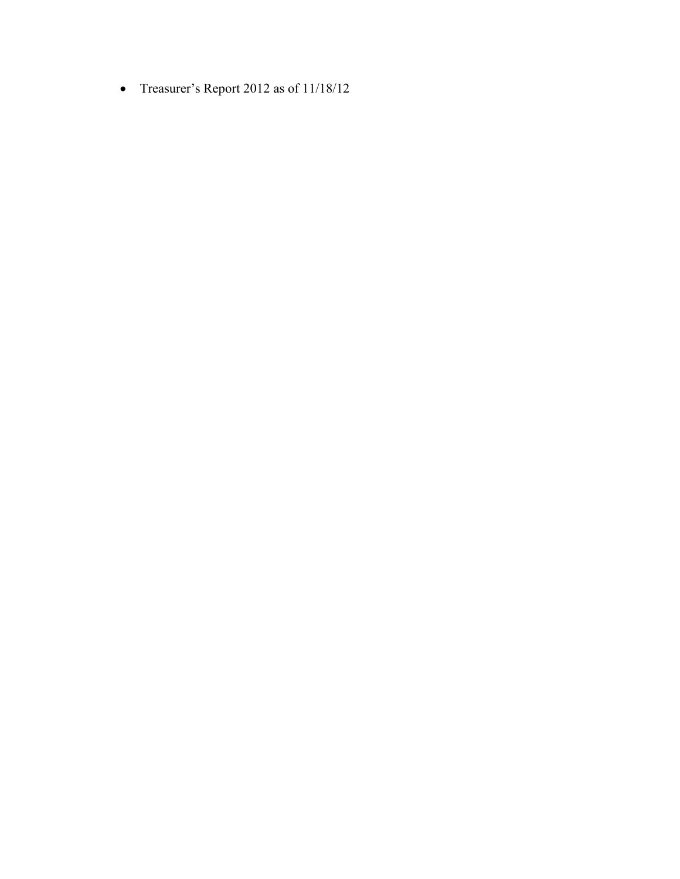- Treasurer's Report 2012 as of 11/18/12